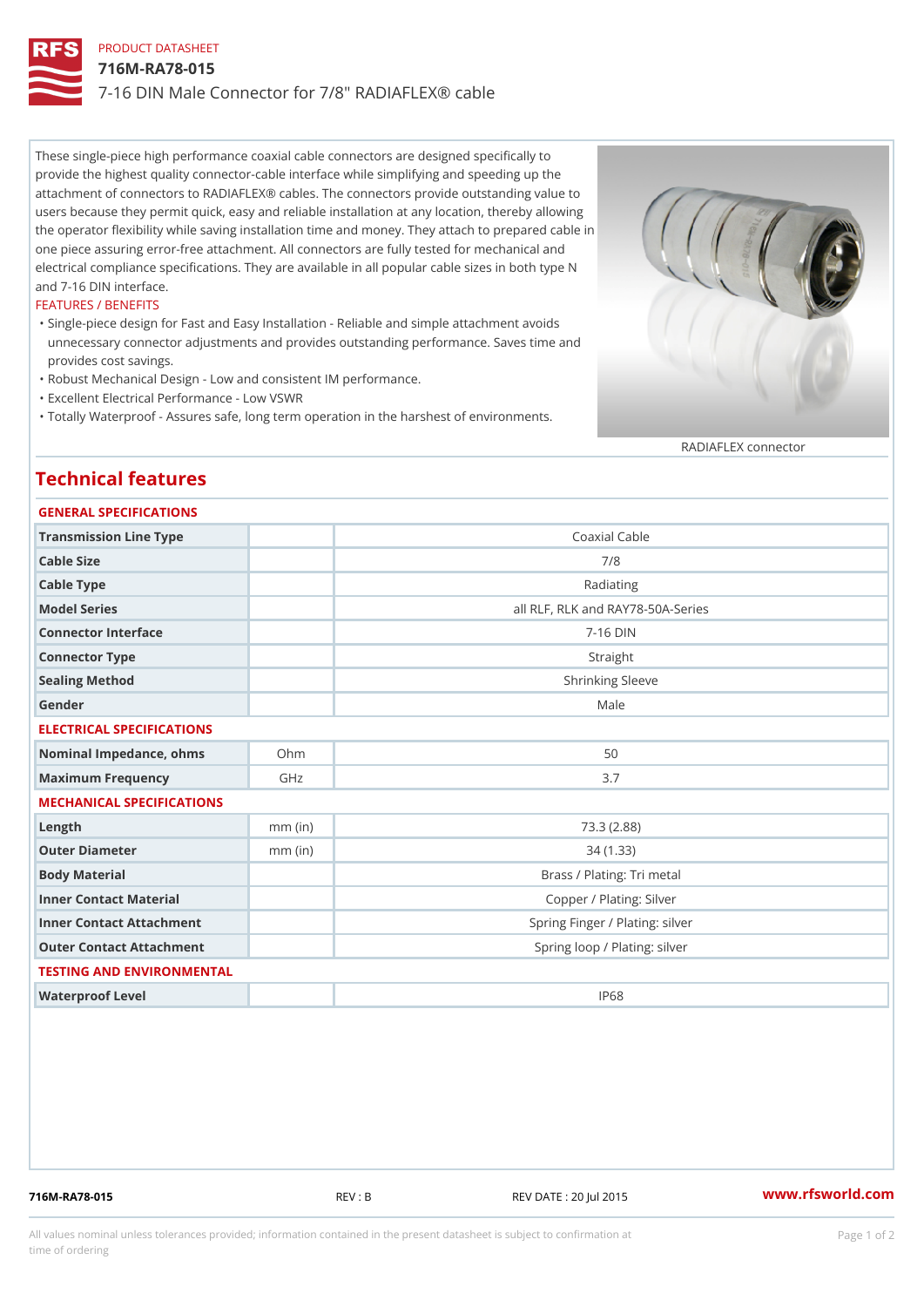PRODUCT DATASHEET

# 716M-RA78-015

## 7-16 DIN Male Connector for 7/8" RADIAFLEX® cable

These single-piece high performance coaxial cable connectors are designed specifically to provide the highest quality connector-cable interface while simplifying and speeding up the attachment of connectors to RADIAFLEX® cables. The connectors provide outstanding value to users because they permit quick, easy and reliable installation at any location, thereby allowing the operator flexibility while saving installation time and money. They attach to prepared cable in one piece assuring error-free attachment. All connectors are fully tested for mechanical and electrical compliance specifications. They are available in all popular cable sizes in both type N and 7-16 DIN interface.

### FEATURES / BENEFITS

- Single-piece design for Fast and Easy Installation - Reliable and simple attachment avoids unnecessary connector adjustments and provides outstanding performance. Saves time and provides cost savings.
- Robust Mechanical Design - Low and consistent IM performance.
- Excellent Electrical Performance - Low VSWR
- Totally Waterproof - Assures safe, long term operation in the harshest of environments.

RADIAFLEX connector

## Technical features

### GENERAL SPECIFICATIONS

| | | |
|---|---|---|
| Transmission Line Type | | Coaxial Cable |
| Cable Size | | 7/8 |
| Cable Type | | Radiating |
| Model Series | | all RLF, RLK and RAY78-50A-Series |
| Connector Interface | | 7-16 DIN |
| Connector Type | | Straight |
| Sealing Method | | Shrinking Sleeve |
| Gender | | Male |

### ELECTRICAL SPECIFICATIONS

| | | |
|---|---|---|
| Nominal Impedance, ohms | Ohm | 50 |
| Maximum Frequency | GHz | 3.7 |

### MECHANICAL SPECIFICATIONS

| | | |
|---|---|---|
| Length | mm (in) | 73.3 (2.88) |
| Outer Diameter | mm (in) | 34 (1.33) |
| Body Material | | Brass / Plating: Tri metal |
| Inner Contact Material | | Copper / Plating: Silver |
| Inner Contact Attachment | | Spring Finger / Plating: silver |
| Outer Contact Attachment | | Spring loop / Plating: silver |

### TESTING AND ENVIRONMENTAL

| | | |
|---|---|---|
| Waterproof Level | | IP68 |

716M-RA78-015 REV : B REV DATE : 20 Jul 2015 www.rfsworld.com

All values nominal unless tolerances provided; information contained in the present datasheet is subject to confirmation at time of ordering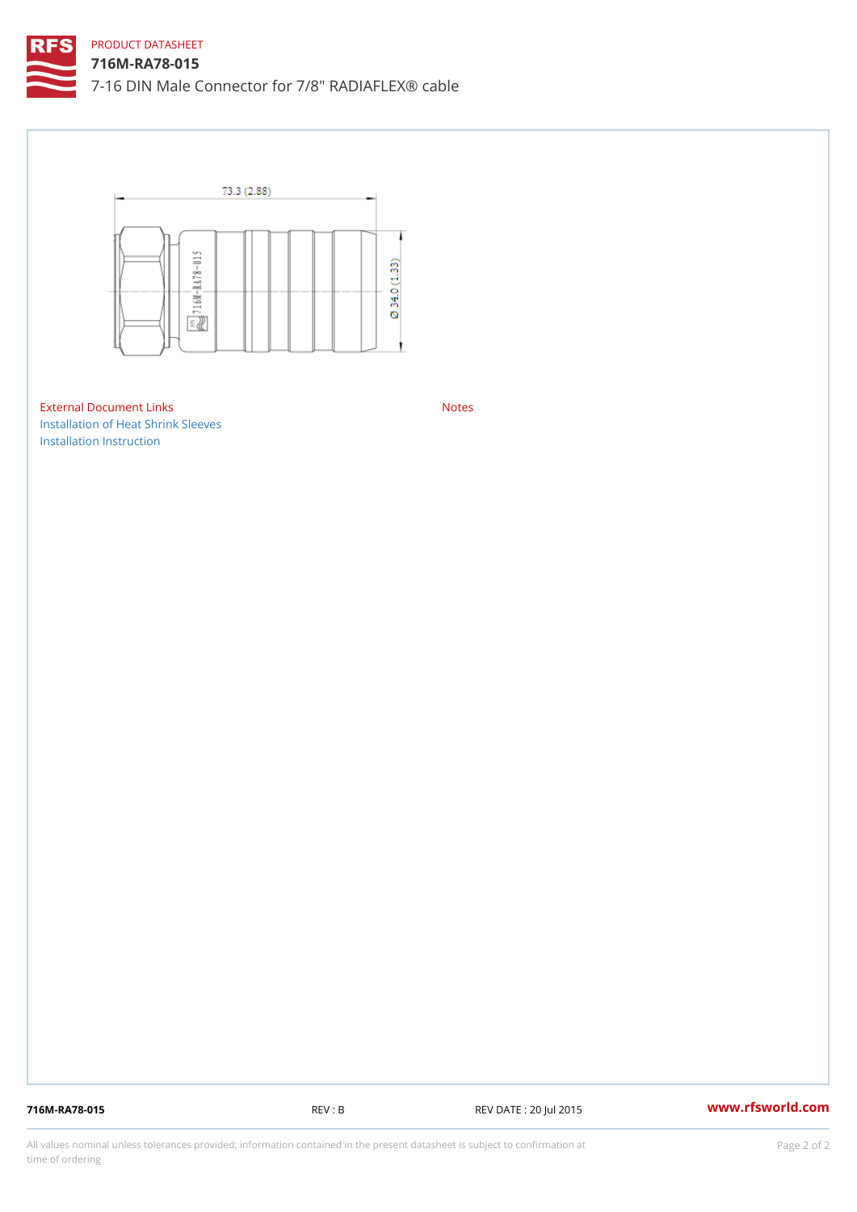PRODUCT DATASHEET

# 716M-RA78-015

7-16 DIN Male Connector for 7/8" RADIAFLEX® cable

73.3 (2.88)

Ø 34.0 (1.33)

716M-RA78-015

External Document Links

Installation of Heat Shrink Sleeves

Installation Instruction

Notes

716M-RA78-015 REV : B REV DATE : 20 Jul 2015 www.rfsworld.com

All values nominal unless tolerances provided; information contained in the present datasheet is subject to confirmation at time of ordering